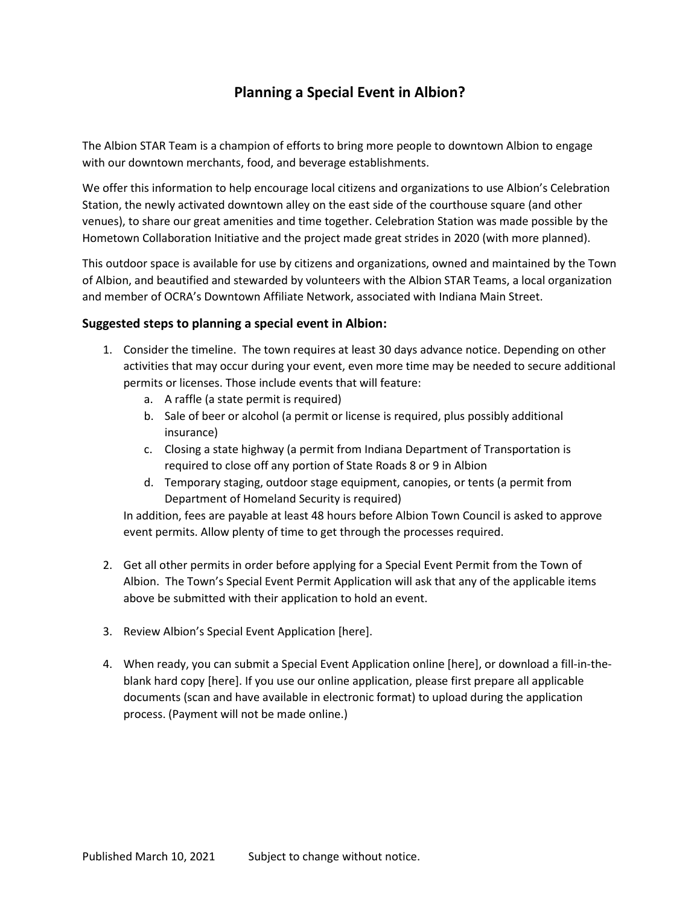# Planning a Special Event in Albion?

The Albion STAR Team is a champion of efforts to bring more people to downtown Albion to engage with our downtown merchants, food, and beverage establishments.

We offer this information to help encourage local citizens and organizations to use Albion's Celebration Station, the newly activated downtown alley on the east side of the courthouse square (and other venues), to share our great amenities and time together. Celebration Station was made possible by the Hometown Collaboration Initiative and the project made great strides in 2020 (with more planned).

This outdoor space is available for use by citizens and organizations, owned and maintained by the Town of Albion, and beautified and stewarded by volunteers with the Albion STAR Teams, a local organization and member of OCRA's Downtown Affiliate Network, associated with Indiana Main Street.

### Suggested steps to planning a special event in Albion:

1. Consider the timeline. The town requires at least 30 days advance notice. Depending on other activities that may occur during your event, even more time may be needed to secure additional permits or licenses. Those include events that will feature:
   a. A raffle (a state permit is required)
   b. Sale of beer or alcohol (a permit or license is required, plus possibly additional insurance)
   c. Closing a state highway (a permit from Indiana Department of Transportation is required to close off any portion of State Roads 8 or 9 in Albion
   d. Temporary staging, outdoor stage equipment, canopies, or tents (a permit from Department of Homeland Security is required)

   In addition, fees are payable at least 48 hours before Albion Town Council is asked to approve event permits. Allow plenty of time to get through the processes required.

2. Get all other permits in order before applying for a Special Event Permit from the Town of Albion. The Town's Special Event Permit Application will ask that any of the applicable items above be submitted with their application to hold an event.

3. Review Albion's Special Event Application [here].

4. When ready, you can submit a Special Event Application online [here], or download a fill-in-the-blank hard copy [here]. If you use our online application, please first prepare all applicable documents (scan and have available in electronic format) to upload during the application process. (Payment will not be made online.)

Published March 10, 2021 Subject to change without notice.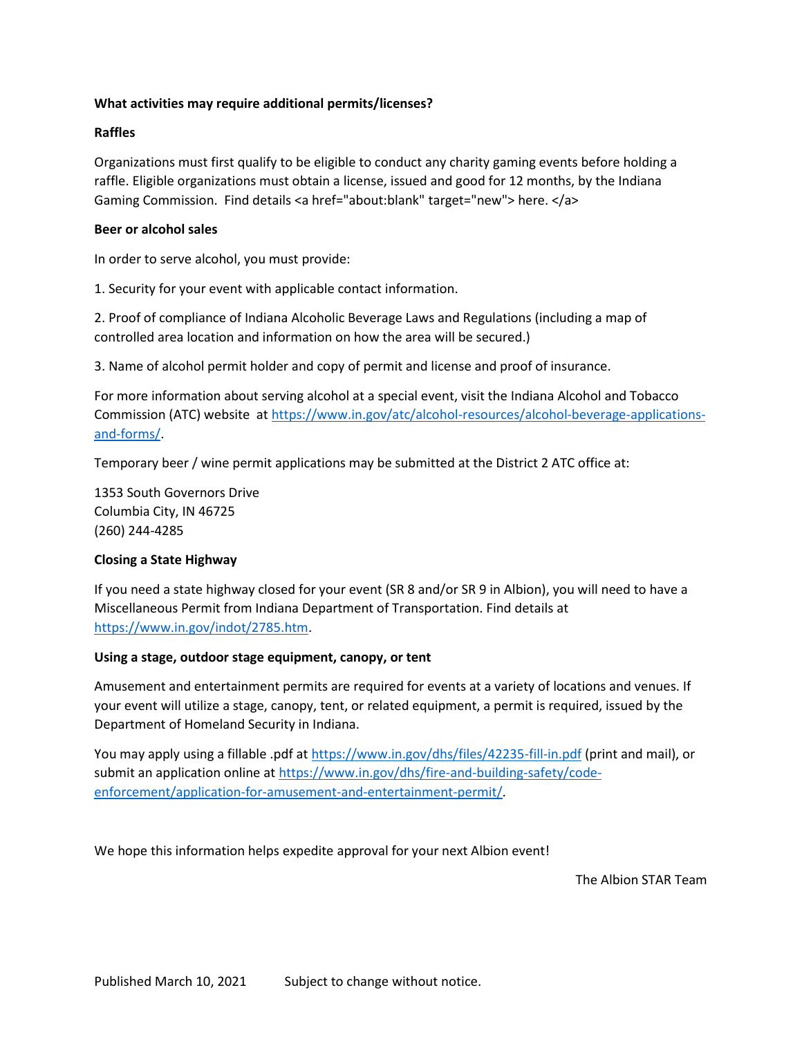**What activities may require additional permits/licenses?**

**Raffles**

Organizations must first qualify to be eligible to conduct any charity gaming events before holding a raffle. Eligible organizations must obtain a license, issued and good for 12 months, by the Indiana Gaming Commission. Find details <a href="about:blank" target="new"> here. </a>

**Beer or alcohol sales**

In order to serve alcohol, you must provide:

1. Security for your event with applicable contact information.

2. Proof of compliance of Indiana Alcoholic Beverage Laws and Regulations (including a map of controlled area location and information on how the area will be secured.)

3. Name of alcohol permit holder and copy of permit and license and proof of insurance.

For more information about serving alcohol at a special event, visit the Indiana Alcohol and Tobacco Commission (ATC) website at https://www.in.gov/atc/alcohol-resources/alcohol-beverage-applications-and-forms/.

Temporary beer / wine permit applications may be submitted at the District 2 ATC office at:

1353 South Governors Drive
Columbia City, IN 46725
(260) 244-4285

**Closing a State Highway**

If you need a state highway closed for your event (SR 8 and/or SR 9 in Albion), you will need to have a Miscellaneous Permit from Indiana Department of Transportation. Find details at https://www.in.gov/indot/2785.htm.

**Using a stage, outdoor stage equipment, canopy, or tent**

Amusement and entertainment permits are required for events at a variety of locations and venues. If your event will utilize a stage, canopy, tent, or related equipment, a permit is required, issued by the Department of Homeland Security in Indiana.

You may apply using a fillable .pdf at https://www.in.gov/dhs/files/42235-fill-in.pdf (print and mail), or submit an application online at https://www.in.gov/dhs/fire-and-building-safety/code-enforcement/application-for-amusement-and-entertainment-permit/.

We hope this information helps expedite approval for your next Albion event!

The Albion STAR Team

Published March 10, 2021 Subject to change without notice.